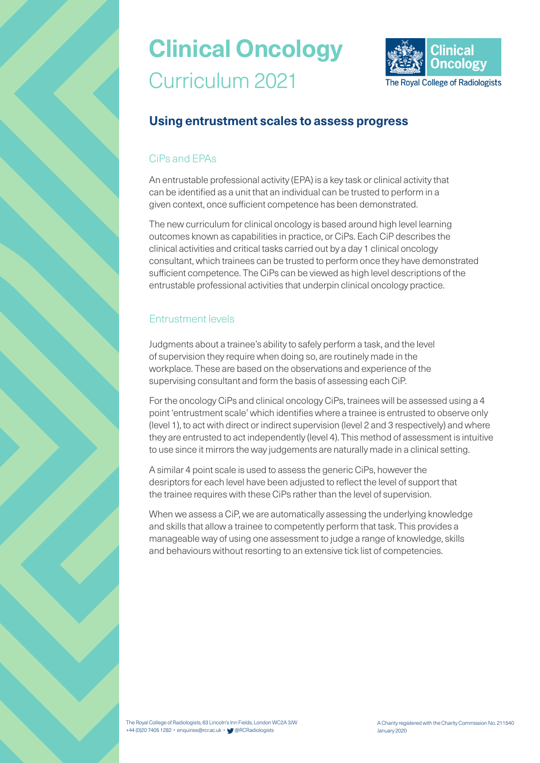# Clinical Oncology

Curriculum 2021

## Using entrustment scales to assess progress

### CiPs and EPAs

An entrustable professional activity (EPA) is a key task or clinical activity that can be identified as a unit that an individual can be trusted to perform in a given context, once sufficient competence has been demonstrated.

The new curriculum for clinical oncology is based around high level learning outcomes known as capabilities in practice, or CiPs. Each CiP describes the clinical activities and critical tasks carried out by a day 1 clinical oncology consultant, which trainees can be trusted to perform once they have demonstrated sufficient competence. The CiPs can be viewed as high level descriptions of the entrustable professional activities that underpin clinical oncology practice.

### Entrustment levels

Judgments about a trainee's ability to safely perform a task, and the level of supervision they require when doing so, are routinely made in the workplace. These are based on the observations and experience of the supervising consultant and form the basis of assessing each CiP.

For the oncology CiPs and clinical oncology CiPs, trainees will be assessed using a 4 point 'entrustment scale' which identifies where a trainee is entrusted to observe only (level 1), to act with direct or indirect supervision (level 2 and 3 respectively) and where they are entrusted to act independently (level 4). This method of assessment is intuitive to use since it mirrors the way judgements are naturally made in a clinical setting.

A similar 4 point scale is used to assess the generic CiPs, however the desriptors for each level have been adjusted to reflect the level of support that the trainee requires with these CiPs rather than the level of supervision.

When we assess a CiP, we are automatically assessing the underlying knowledge and skills that allow a trainee to competently perform that task. This provides a manageable way of using one assessment to judge a range of knowledge, skills and behaviours without resorting to an extensive tick list of competencies.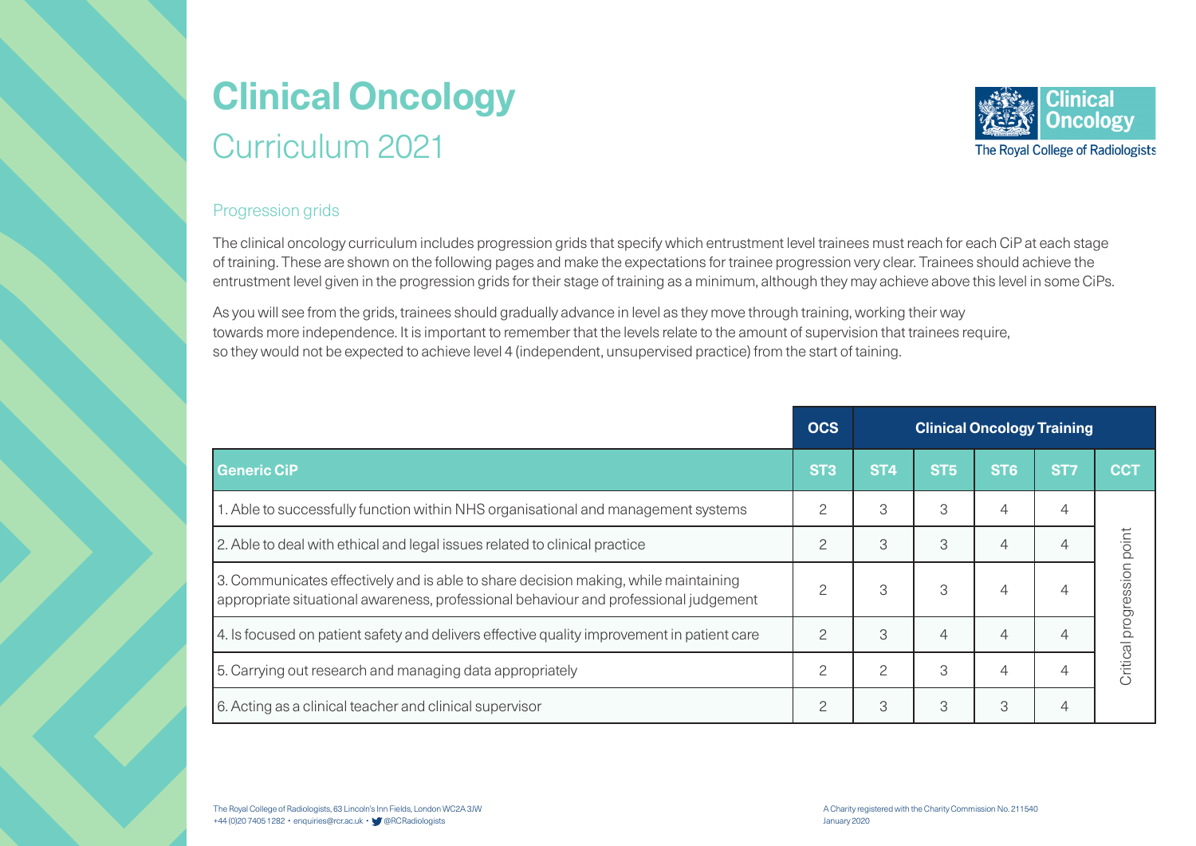# Clinical Oncology
## Curriculum 2021

### Progression grids

The clinical oncology curriculum includes progression grids that specify which entrustment level trainees must reach for each CiP at each stage of training. These are shown on the following pages and make the expectations for trainee progression very clear. Trainees should achieve the entrustment level given in the progression grids for their stage of training as a minimum, although they may achieve above this level in some CiPs.

As you will see from the grids, trainees should gradually advance in level as they move through training, working their way towards more independence. It is important to remember that the levels relate to the amount of supervision that trainees require, so they would not be expected to achieve level 4 (independent, unsupervised practice) from the start of taining.

| | OCS | Clinical Oncology Training | | | | |
|---|---|---|---|---|---|---|
| **Generic CiP** | **ST3** | **ST4** | **ST5** | **ST6** | **ST7** | **CCT** |
| 1. Able to successfully function within NHS organisational and management systems | 2 | 3 | 3 | 4 | 4 | Critical progression point |
| 2. Able to deal with ethical and legal issues related to clinical practice | 2 | 3 | 3 | 4 | 4 | |
| 3. Communicates effectively and is able to share decision making, while maintaining appropriate situational awareness, professional behaviour and professional judgement | 2 | 3 | 3 | 4 | 4 | |
| 4. Is focused on patient safety and delivers effective quality improvement in patient care | 2 | 3 | 4 | 4 | 4 | |
| 5. Carrying out research and managing data appropriately | 2 | 2 | 3 | 4 | 4 | |
| 6. Acting as a clinical teacher and clinical supervisor | 2 | 3 | 3 | 3 | 4 | |

The Royal College of Radiologists, 63 Lincoln's Inn Fields, London WC2A 3JW
+44 (0)20 7405 1282 • enquiries@rcr.ac.uk • @RCRadiologists

A Charity registered with the Charity Commission No. 211540
January 2020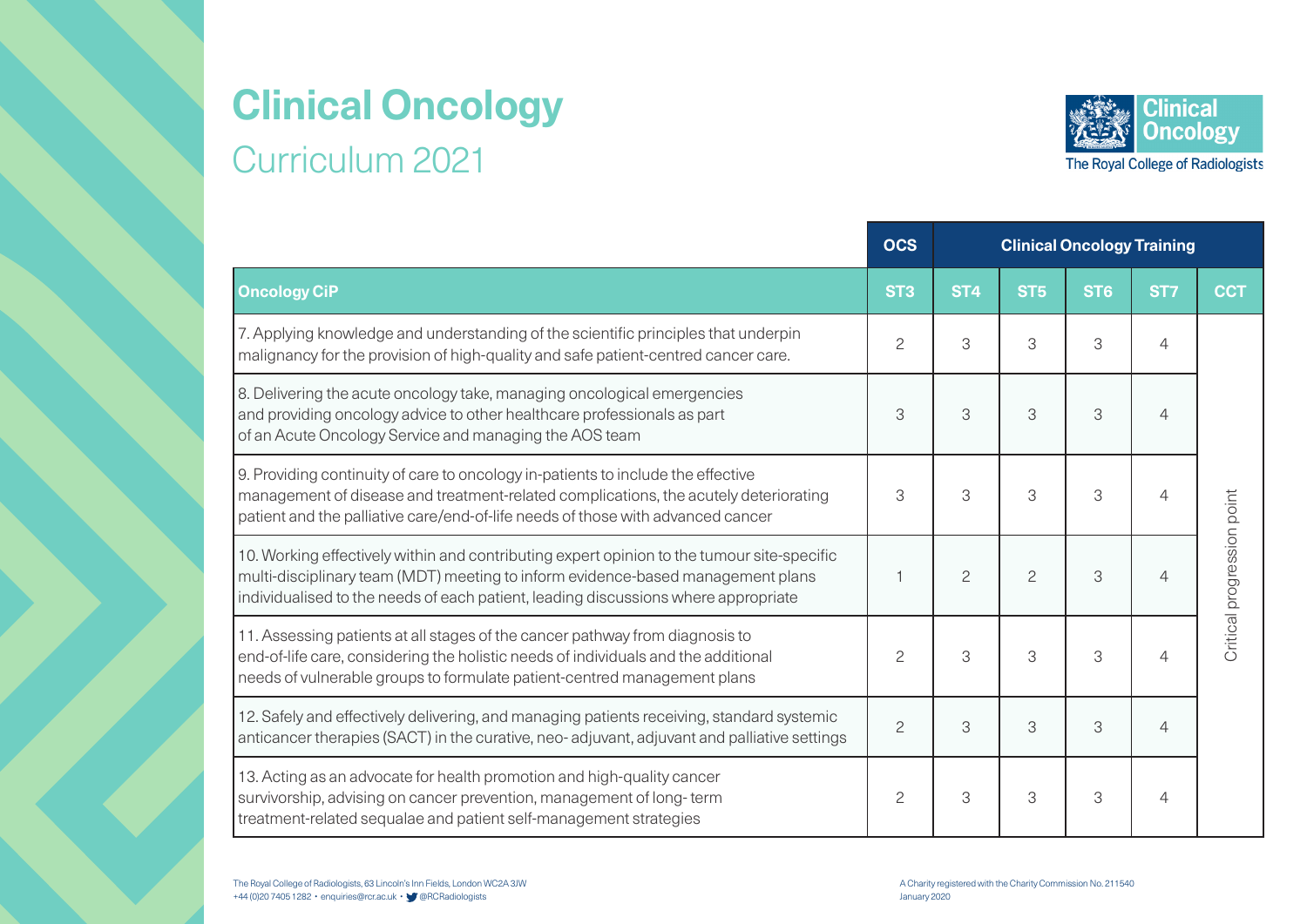# Clinical Oncology

## Curriculum 2021

| | OCS | Clinical Oncology Training | | | | |
|---|---|---|---|---|---|---|
| **Oncology CiP** | **ST3** | **ST4** | **ST5** | **ST6** | **ST7** | **CCT** |
| 7. Applying knowledge and understanding of the scientific principles that underpin malignancy for the provision of high-quality and safe patient-centred cancer care. | 2 | 3 | 3 | 3 | 4 | Critical progression point |
| 8. Delivering the acute oncology take, managing oncological emergencies and providing oncology advice to other healthcare professionals as part of an Acute Oncology Service and managing the AOS team | 3 | 3 | 3 | 3 | 4 | |
| 9. Providing continuity of care to oncology in-patients to include the effective management of disease and treatment-related complications, the acutely deteriorating patient and the palliative care/end-of-life needs of those with advanced cancer | 3 | 3 | 3 | 3 | 4 | |
| 10. Working effectively within and contributing expert opinion to the tumour site-specific multi-disciplinary team (MDT) meeting to inform evidence-based management plans individualised to the needs of each patient, leading discussions where appropriate | 1 | 2 | 2 | 3 | 4 | |
| 11. Assessing patients at all stages of the cancer pathway from diagnosis to end-of-life care, considering the holistic needs of individuals and the additional needs of vulnerable groups to formulate patient-centred management plans | 2 | 3 | 3 | 3 | 4 | |
| 12. Safely and effectively delivering, and managing patients receiving, standard systemic anticancer therapies (SACT) in the curative, neo- adjuvant, adjuvant and palliative settings | 2 | 3 | 3 | 3 | 4 | |
| 13. Acting as an advocate for health promotion and high-quality cancer survivorship, advising on cancer prevention, management of long- term treatment-related sequalae and patient self-management strategies | 2 | 3 | 3 | 3 | 4 | |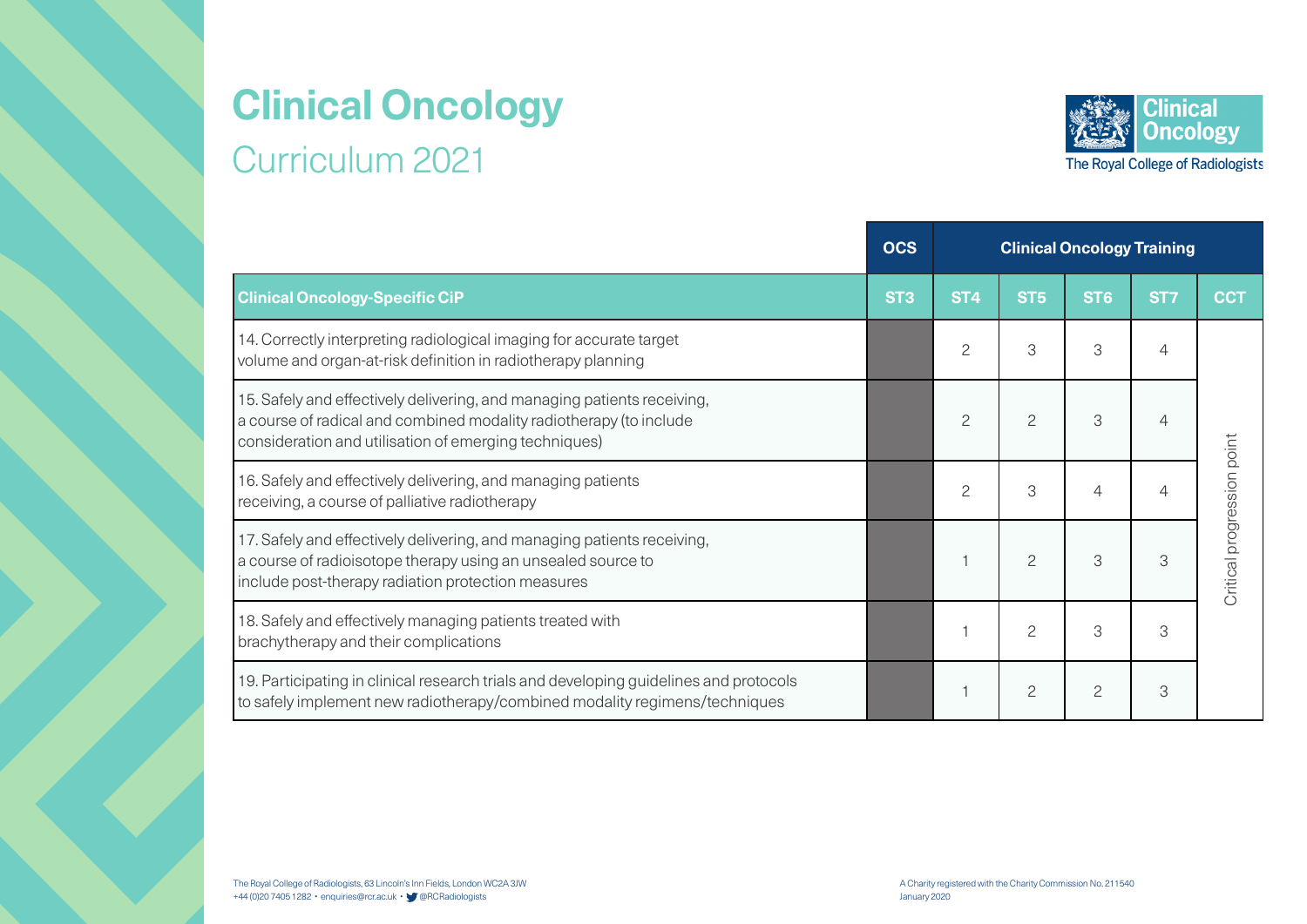# Clinical Oncology
## Curriculum 2021

|  | OCS | Clinical Oncology Training | | | | |
|---|---|---|---|---|---|---|
| **Clinical Oncology-Specific CiP** | **ST3** | **ST4** | **ST5** | **ST6** | **ST7** | **CCT** |
| 14. Correctly interpreting radiological imaging for accurate target volume and organ-at-risk definition in radiotherapy planning |  | 2 | 3 | 3 | 4 | Critical progression point |
| 15. Safely and effectively delivering, and managing patients receiving, a course of radical and combined modality radiotherapy (to include consideration and utilisation of emerging techniques) |  | 2 | 2 | 3 | 4 |  |
| 16. Safely and effectively delivering, and managing patients receiving, a course of palliative radiotherapy |  | 2 | 3 | 4 | 4 |  |
| 17. Safely and effectively delivering, and managing patients receiving, a course of radioisotope therapy using an unsealed source to include post-therapy radiation protection measures |  | 1 | 2 | 3 | 3 |  |
| 18. Safely and effectively managing patients treated with brachytherapy and their complications |  | 1 | 2 | 3 | 3 |  |
| 19. Participating in clinical research trials and developing guidelines and protocols to safely implement new radiotherapy/combined modality regimens/techniques |  | 1 | 2 | 2 | 3 |  |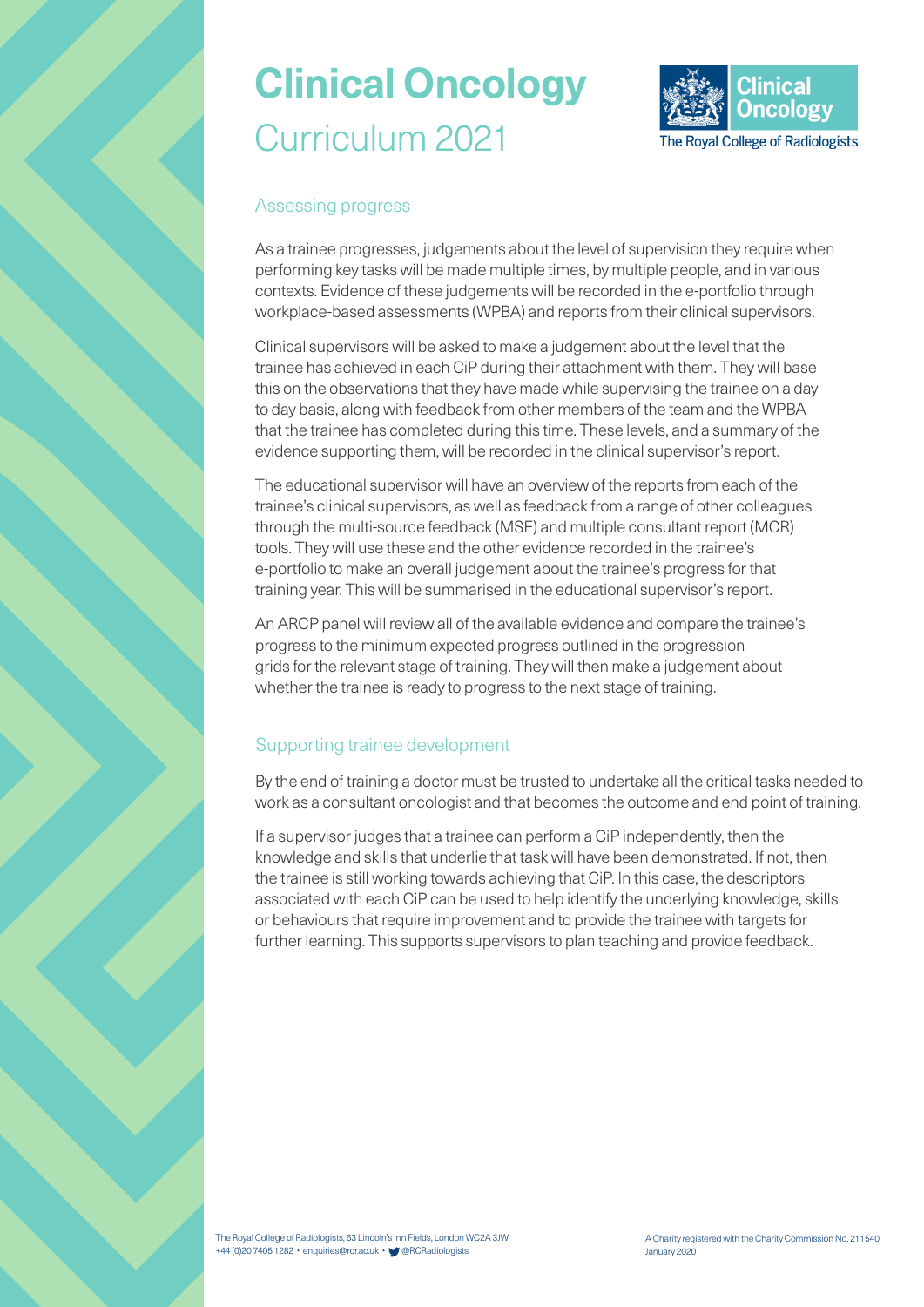# Clinical Oncology
## Curriculum 2021

### Assessing progress

As a trainee progresses, judgements about the level of supervision they require when performing key tasks will be made multiple times, by multiple people, and in various contexts. Evidence of these judgements will be recorded in the e-portfolio through workplace-based assessments (WPBA) and reports from their clinical supervisors.

Clinical supervisors will be asked to make a judgement about the level that the trainee has achieved in each CiP during their attachment with them. They will base this on the observations that they have made while supervising the trainee on a day to day basis, along with feedback from other members of the team and the WPBA that the trainee has completed during this time. These levels, and a summary of the evidence supporting them, will be recorded in the clinical supervisor's report.

The educational supervisor will have an overview of the reports from each of the trainee's clinical supervisors, as well as feedback from a range of other colleagues through the multi-source feedback (MSF) and multiple consultant report (MCR) tools. They will use these and the other evidence recorded in the trainee's e-portfolio to make an overall judgement about the trainee's progress for that training year. This will be summarised in the educational supervisor's report.

An ARCP panel will review all of the available evidence and compare the trainee's progress to the minimum expected progress outlined in the progression grids for the relevant stage of training. They will then make a judgement about whether the trainee is ready to progress to the next stage of training.

### Supporting trainee development

By the end of training a doctor must be trusted to undertake all the critical tasks needed to work as a consultant oncologist and that becomes the outcome and end point of training.

If a supervisor judges that a trainee can perform a CiP independently, then the knowledge and skills that underlie that task will have been demonstrated. If not, then the trainee is still working towards achieving that CiP. In this case, the descriptors associated with each CiP can be used to help identify the underlying knowledge, skills or behaviours that require improvement and to provide the trainee with targets for further learning. This supports supervisors to plan teaching and provide feedback.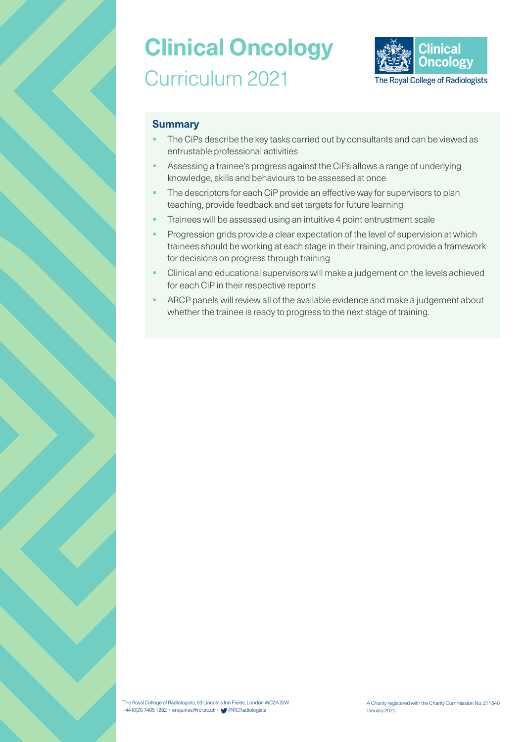# Clinical Oncology

Curriculum 2021

Clinical Oncology
The Royal College of Radiologists

### Summary

- The CiPs describe the key tasks carried out by consultants and can be viewed as entrustable professional activities
- Assessing a trainee's progress against the CiPs allows a range of underlying knowledge, skills and behaviours to be assessed at once
- The descriptors for each CiP provide an effective way for supervisors to plan teaching, provide feedback and set targets for future learning
- Trainees will be assessed using an intuitive 4 point entrustment scale
- Progression grids provide a clear expectation of the level of supervision at which trainees should be working at each stage in their training, and provide a framework for decisions on progress through training
- Clinical and educational supervisors will make a judgement on the levels achieved for each CiP in their respective reports
- ARCP panels will review all of the available evidence and make a judgement about whether the trainee is ready to progress to the next stage of training.

The Royal College of Radiologists, 63 Lincoln's Inn Fields, London WC2A 3JW
+44 (0)20 7405 1282 • enquiries@rcr.ac.uk • @RCRadiologists

A Charity registered with the Charity Commission No. 211540
January 2020